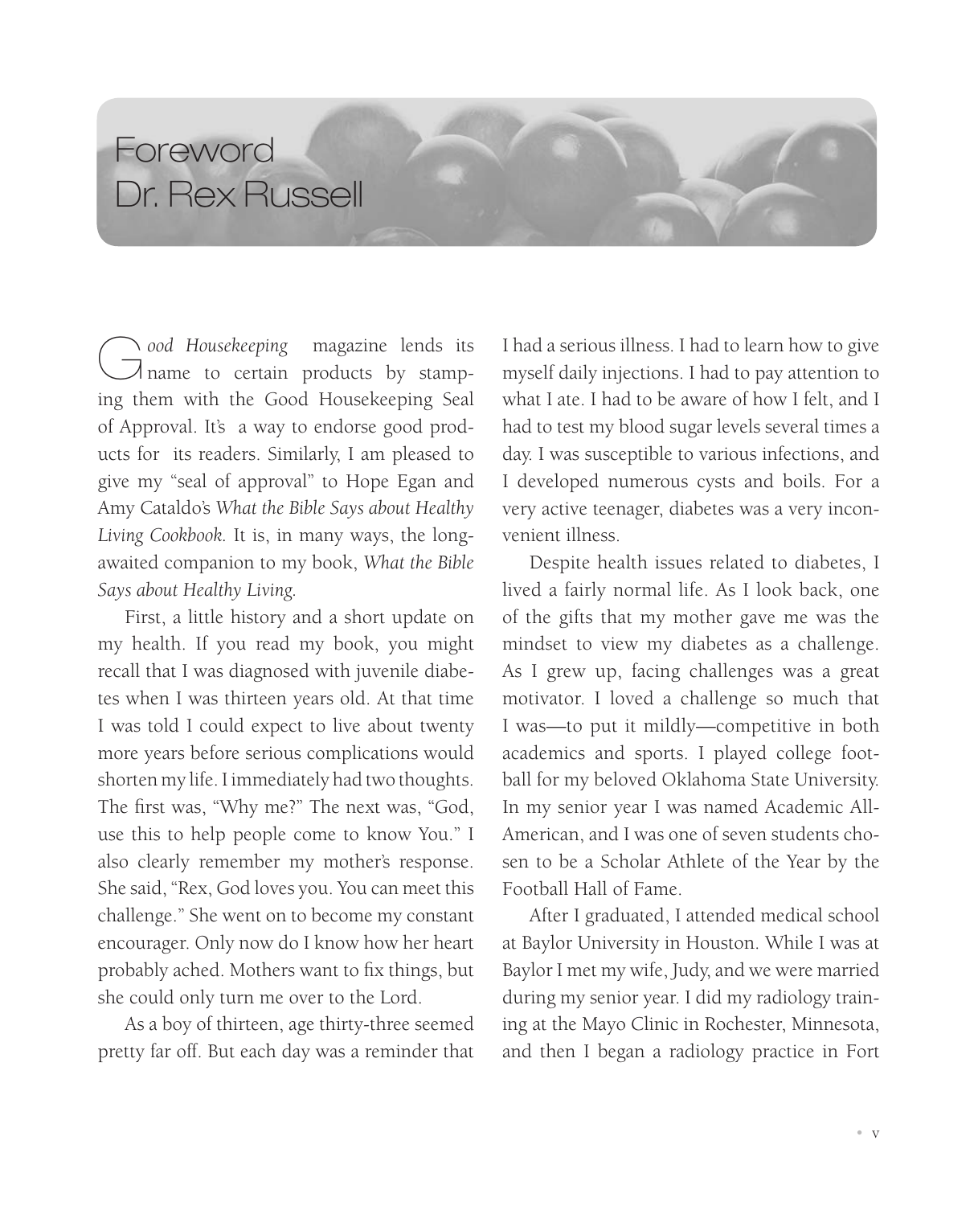# Foreword
## Dr. Rex Russell

*Good Housekeeping* magazine lends its name to certain products by stamping them with the Good Housekeeping Seal of Approval. It's a way to endorse good products for its readers. Similarly, I am pleased to give my "seal of approval" to Hope Egan and Amy Cataldo's *What the Bible Says about Healthy Living Cookbook.* It is, in many ways, the long-awaited companion to my book, *What the Bible Says about Healthy Living.*

First, a little history and a short update on my health. If you read my book, you might recall that I was diagnosed with juvenile diabetes when I was thirteen years old. At that time I was told I could expect to live about twenty more years before serious complications would shorten my life. I immediately had two thoughts. The first was, "Why me?" The next was, "God, use this to help people come to know You." I also clearly remember my mother's response. She said, "Rex, God loves you. You can meet this challenge." She went on to become my constant encourager. Only now do I know how her heart probably ached. Mothers want to fix things, but she could only turn me over to the Lord.

As a boy of thirteen, age thirty-three seemed pretty far off. But each day was a reminder that I had a serious illness. I had to learn how to give myself daily injections. I had to pay attention to what I ate. I had to be aware of how I felt, and I had to test my blood sugar levels several times a day. I was susceptible to various infections, and I developed numerous cysts and boils. For a very active teenager, diabetes was a very inconvenient illness.

Despite health issues related to diabetes, I lived a fairly normal life. As I look back, one of the gifts that my mother gave me was the mindset to view my diabetes as a challenge. As I grew up, facing challenges was a great motivator. I loved a challenge so much that I was—to put it mildly—competitive in both academics and sports. I played college football for my beloved Oklahoma State University. In my senior year I was named Academic All-American, and I was one of seven students chosen to be a Scholar Athlete of the Year by the Football Hall of Fame.

After I graduated, I attended medical school at Baylor University in Houston. While I was at Baylor I met my wife, Judy, and we were married during my senior year. I did my radiology training at the Mayo Clinic in Rochester, Minnesota, and then I began a radiology practice in Fort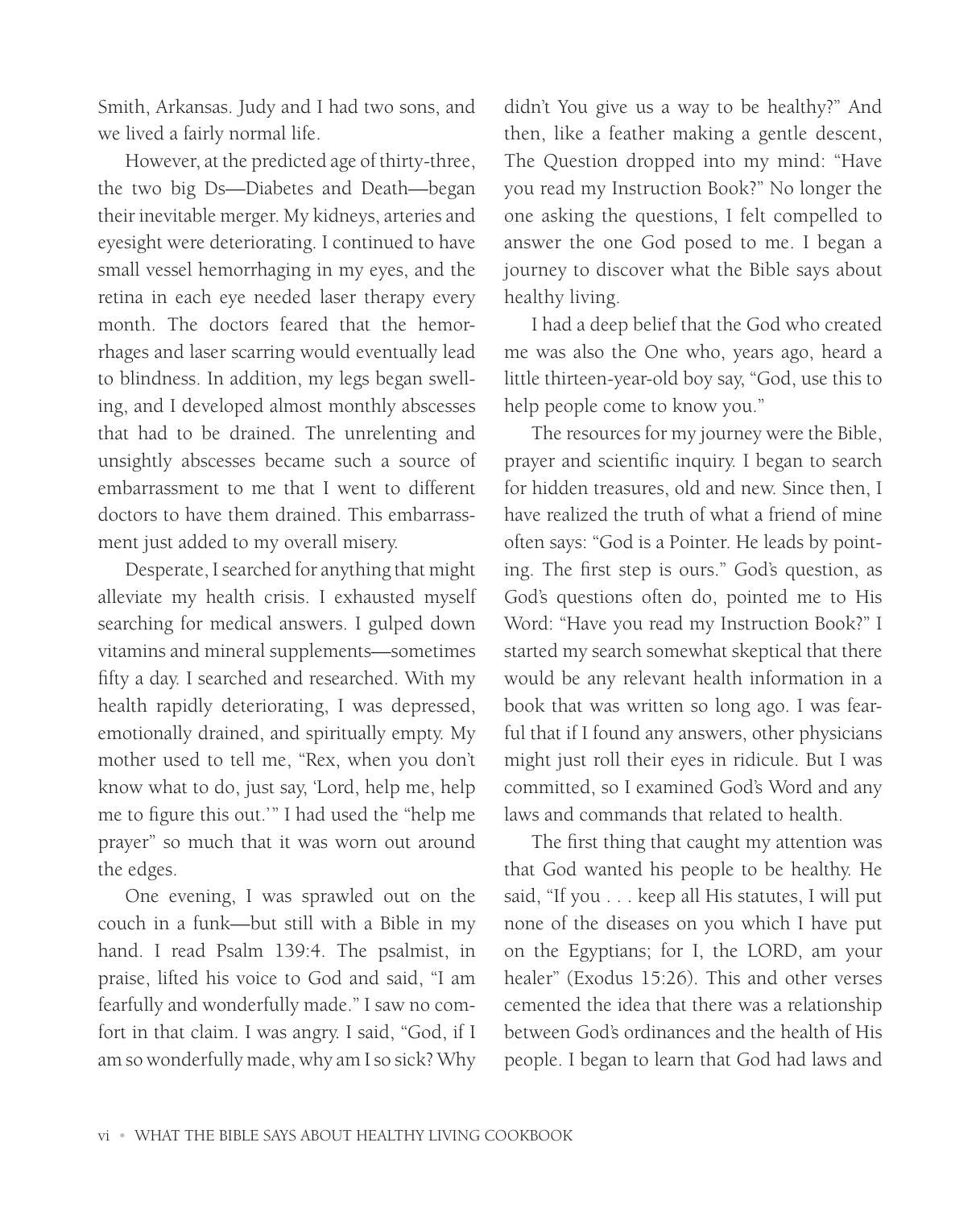Smith, Arkansas. Judy and I had two sons, and we lived a fairly normal life.

However, at the predicted age of thirty-three, the two big Ds—Diabetes and Death—began their inevitable merger. My kidneys, arteries and eyesight were deteriorating. I continued to have small vessel hemorrhaging in my eyes, and the retina in each eye needed laser therapy every month. The doctors feared that the hemorrhages and laser scarring would eventually lead to blindness. In addition, my legs began swelling, and I developed almost monthly abscesses that had to be drained. The unrelenting and unsightly abscesses became such a source of embarrassment to me that I went to different doctors to have them drained. This embarrassment just added to my overall misery.

Desperate, I searched for anything that might alleviate my health crisis. I exhausted myself searching for medical answers. I gulped down vitamins and mineral supplements—sometimes fifty a day. I searched and researched. With my health rapidly deteriorating, I was depressed, emotionally drained, and spiritually empty. My mother used to tell me, "Rex, when you don't know what to do, just say, 'Lord, help me, help me to figure this out.'" I had used the "help me prayer" so much that it was worn out around the edges.

One evening, I was sprawled out on the couch in a funk—but still with a Bible in my hand. I read Psalm 139:4. The psalmist, in praise, lifted his voice to God and said, "I am fearfully and wonderfully made." I saw no comfort in that claim. I was angry. I said, "God, if I am so wonderfully made, why am I so sick? Why didn't You give us a way to be healthy?" And then, like a feather making a gentle descent, The Question dropped into my mind: "Have you read my Instruction Book?" No longer the one asking the questions, I felt compelled to answer the one God posed to me. I began a journey to discover what the Bible says about healthy living.

I had a deep belief that the God who created me was also the One who, years ago, heard a little thirteen-year-old boy say, "God, use this to help people come to know you."

The resources for my journey were the Bible, prayer and scientific inquiry. I began to search for hidden treasures, old and new. Since then, I have realized the truth of what a friend of mine often says: "God is a Pointer. He leads by pointing. The first step is ours." God's question, as God's questions often do, pointed me to His Word: "Have you read my Instruction Book?" I started my search somewhat skeptical that there would be any relevant health information in a book that was written so long ago. I was fearful that if I found any answers, other physicians might just roll their eyes in ridicule. But I was committed, so I examined God's Word and any laws and commands that related to health.

The first thing that caught my attention was that God wanted his people to be healthy. He said, "If you . . . keep all His statutes, I will put none of the diseases on you which I have put on the Egyptians; for I, the LORD, am your healer" (Exodus 15:26). This and other verses cemented the idea that there was a relationship between God's ordinances and the health of His people. I began to learn that God had laws and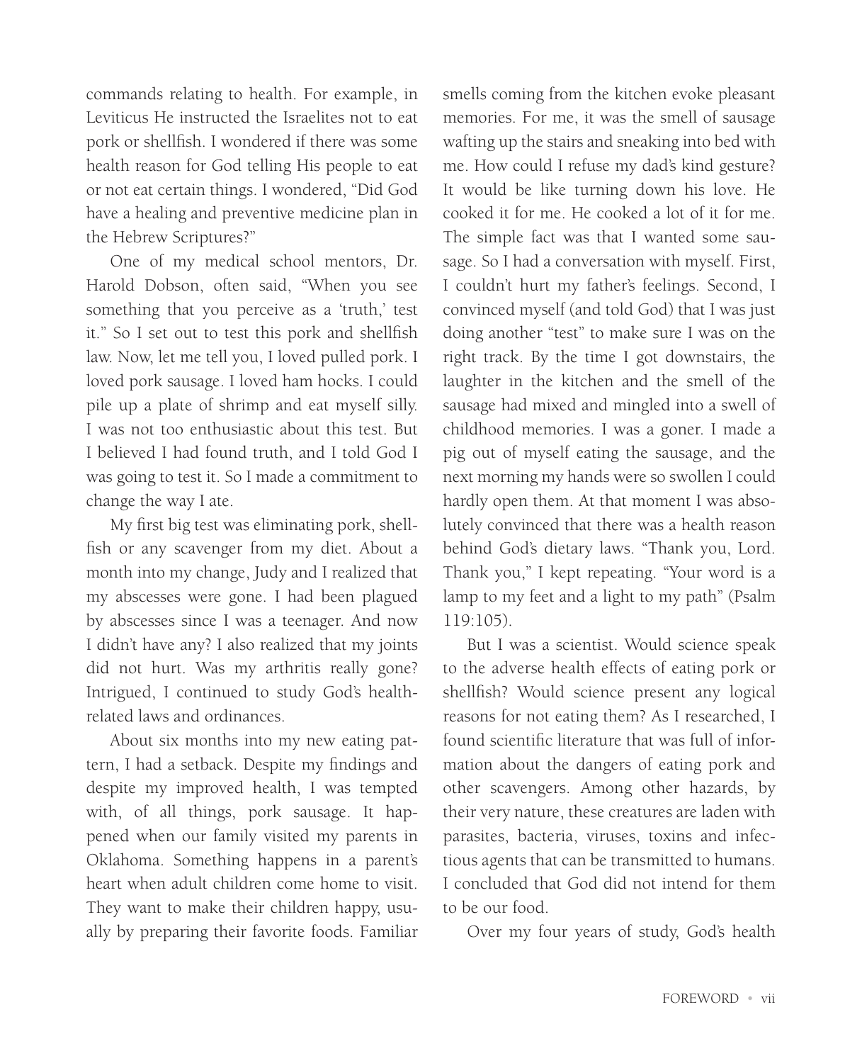commands relating to health. For example, in Leviticus He instructed the Israelites not to eat pork or shellfish. I wondered if there was some health reason for God telling His people to eat or not eat certain things. I wondered, "Did God have a healing and preventive medicine plan in the Hebrew Scriptures?"

One of my medical school mentors, Dr. Harold Dobson, often said, "When you see something that you perceive as a 'truth,' test it." So I set out to test this pork and shellfish law. Now, let me tell you, I loved pulled pork. I loved pork sausage. I loved ham hocks. I could pile up a plate of shrimp and eat myself silly. I was not too enthusiastic about this test. But I believed I had found truth, and I told God I was going to test it. So I made a commitment to change the way I ate.

My first big test was eliminating pork, shellfish or any scavenger from my diet. About a month into my change, Judy and I realized that my abscesses were gone. I had been plagued by abscesses since I was a teenager. And now I didn't have any? I also realized that my joints did not hurt. Was my arthritis really gone? Intrigued, I continued to study God's health-related laws and ordinances.

About six months into my new eating pattern, I had a setback. Despite my findings and despite my improved health, I was tempted with, of all things, pork sausage. It happened when our family visited my parents in Oklahoma. Something happens in a parent's heart when adult children come home to visit. They want to make their children happy, usually by preparing their favorite foods. Familiar smells coming from the kitchen evoke pleasant memories. For me, it was the smell of sausage wafting up the stairs and sneaking into bed with me. How could I refuse my dad's kind gesture? It would be like turning down his love. He cooked it for me. He cooked a lot of it for me. The simple fact was that I wanted some sausage. So I had a conversation with myself. First, I couldn't hurt my father's feelings. Second, I convinced myself (and told God) that I was just doing another "test" to make sure I was on the right track. By the time I got downstairs, the laughter in the kitchen and the smell of the sausage had mixed and mingled into a swell of childhood memories. I was a goner. I made a pig out of myself eating the sausage, and the next morning my hands were so swollen I could hardly open them. At that moment I was absolutely convinced that there was a health reason behind God's dietary laws. "Thank you, Lord. Thank you," I kept repeating. "Your word is a lamp to my feet and a light to my path" (Psalm 119:105).

But I was a scientist. Would science speak to the adverse health effects of eating pork or shellfish? Would science present any logical reasons for not eating them? As I researched, I found scientific literature that was full of information about the dangers of eating pork and other scavengers. Among other hazards, by their very nature, these creatures are laden with parasites, bacteria, viruses, toxins and infectious agents that can be transmitted to humans. I concluded that God did not intend for them to be our food.

Over my four years of study, God's health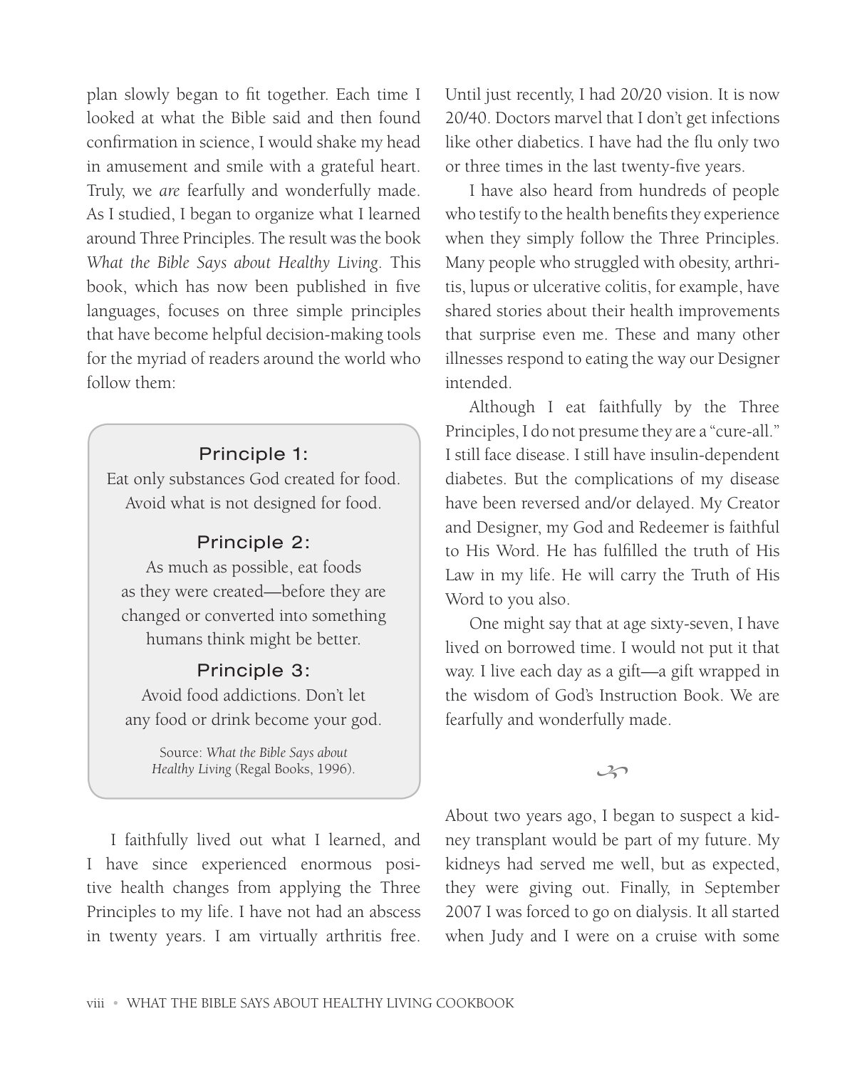plan slowly began to fit together. Each time I looked at what the Bible said and then found confirmation in science, I would shake my head in amusement and smile with a grateful heart. Truly, we *are* fearfully and wonderfully made. As I studied, I began to organize what I learned around Three Principles. The result was the book *What the Bible Says about Healthy Living*. This book, which has now been published in five languages, focuses on three simple principles that have become helpful decision-making tools for the myriad of readers around the world who follow them:

> **Principle 1:**
> Eat only substances God created for food. Avoid what is not designed for food.
>
> **Principle 2:**
> As much as possible, eat foods as they were created—before they are changed or converted into something humans think might be better.
>
> **Principle 3:**
> Avoid food addictions. Don't let any food or drink become your god.
>
> Source: *What the Bible Says about Healthy Living* (Regal Books, 1996).

I faithfully lived out what I learned, and I have since experienced enormous positive health changes from applying the Three Principles to my life. I have not had an abscess in twenty years. I am virtually arthritis free. Until just recently, I had 20/20 vision. It is now 20/40. Doctors marvel that I don't get infections like other diabetics. I have had the flu only two or three times in the last twenty-five years.

I have also heard from hundreds of people who testify to the health benefits they experience when they simply follow the Three Principles. Many people who struggled with obesity, arthritis, lupus or ulcerative colitis, for example, have shared stories about their health improvements that surprise even me. These and many other illnesses respond to eating the way our Designer intended.

Although I eat faithfully by the Three Principles, I do not presume they are a "cure-all." I still face disease. I still have insulin-dependent diabetes. But the complications of my disease have been reversed and/or delayed. My Creator and Designer, my God and Redeemer is faithful to His Word. He has fulfilled the truth of His Law in my life. He will carry the Truth of His Word to you also.

One might say that at age sixty-seven, I have lived on borrowed time. I would not put it that way. I live each day as a gift—a gift wrapped in the wisdom of God's Instruction Book. We are fearfully and wonderfully made.

About two years ago, I began to suspect a kidney transplant would be part of my future. My kidneys had served me well, but as expected, they were giving out. Finally, in September 2007 I was forced to go on dialysis. It all started when Judy and I were on a cruise with some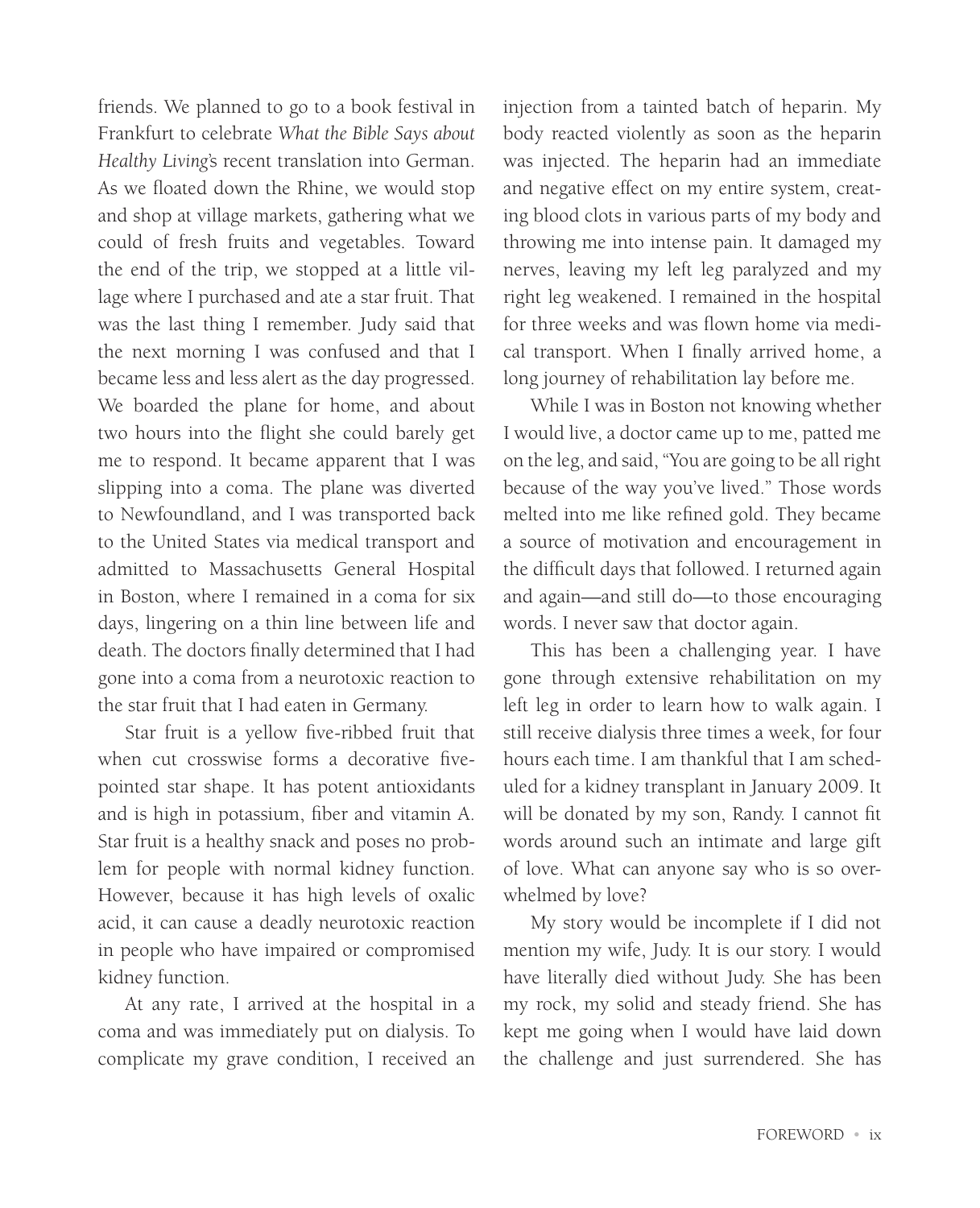friends. We planned to go to a book festival in Frankfurt to celebrate *What the Bible Says about Healthy Living*'s recent translation into German. As we floated down the Rhine, we would stop and shop at village markets, gathering what we could of fresh fruits and vegetables. Toward the end of the trip, we stopped at a little village where I purchased and ate a star fruit. That was the last thing I remember. Judy said that the next morning I was confused and that I became less and less alert as the day progressed. We boarded the plane for home, and about two hours into the flight she could barely get me to respond. It became apparent that I was slipping into a coma. The plane was diverted to Newfoundland, and I was transported back to the United States via medical transport and admitted to Massachusetts General Hospital in Boston, where I remained in a coma for six days, lingering on a thin line between life and death. The doctors finally determined that I had gone into a coma from a neurotoxic reaction to the star fruit that I had eaten in Germany.

Star fruit is a yellow five-ribbed fruit that when cut crosswise forms a decorative five-pointed star shape. It has potent antioxidants and is high in potassium, fiber and vitamin A. Star fruit is a healthy snack and poses no problem for people with normal kidney function. However, because it has high levels of oxalic acid, it can cause a deadly neurotoxic reaction in people who have impaired or compromised kidney function.

At any rate, I arrived at the hospital in a coma and was immediately put on dialysis. To complicate my grave condition, I received an injection from a tainted batch of heparin. My body reacted violently as soon as the heparin was injected. The heparin had an immediate and negative effect on my entire system, creating blood clots in various parts of my body and throwing me into intense pain. It damaged my nerves, leaving my left leg paralyzed and my right leg weakened. I remained in the hospital for three weeks and was flown home via medical transport. When I finally arrived home, a long journey of rehabilitation lay before me.

While I was in Boston not knowing whether I would live, a doctor came up to me, patted me on the leg, and said, "You are going to be all right because of the way you've lived." Those words melted into me like refined gold. They became a source of motivation and encouragement in the difficult days that followed. I returned again and again—and still do—to those encouraging words. I never saw that doctor again.

This has been a challenging year. I have gone through extensive rehabilitation on my left leg in order to learn how to walk again. I still receive dialysis three times a week, for four hours each time. I am thankful that I am scheduled for a kidney transplant in January 2009. It will be donated by my son, Randy. I cannot fit words around such an intimate and large gift of love. What can anyone say who is so overwhelmed by love?

My story would be incomplete if I did not mention my wife, Judy. It is our story. I would have literally died without Judy. She has been my rock, my solid and steady friend. She has kept me going when I would have laid down the challenge and just surrendered. She has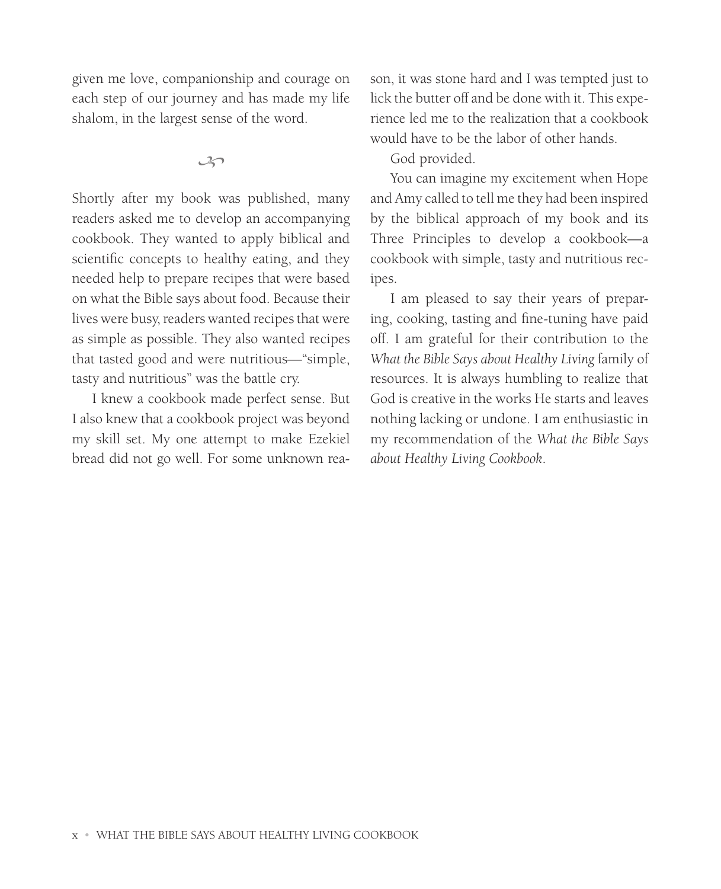given me love, companionship and courage on each step of our journey and has made my life shalom, in the largest sense of the word.

Shortly after my book was published, many readers asked me to develop an accompanying cookbook. They wanted to apply biblical and scientific concepts to healthy eating, and they needed help to prepare recipes that were based on what the Bible says about food. Because their lives were busy, readers wanted recipes that were as simple as possible. They also wanted recipes that tasted good and were nutritious—"simple, tasty and nutritious" was the battle cry.

I knew a cookbook made perfect sense. But I also knew that a cookbook project was beyond my skill set. My one attempt to make Ezekiel bread did not go well. For some unknown reason, it was stone hard and I was tempted just to lick the butter off and be done with it. This experience led me to the realization that a cookbook would have to be the labor of other hands.

God provided.

You can imagine my excitement when Hope and Amy called to tell me they had been inspired by the biblical approach of my book and its Three Principles to develop a cookbook—a cookbook with simple, tasty and nutritious recipes.

I am pleased to say their years of preparing, cooking, tasting and fine-tuning have paid off. I am grateful for their contribution to the *What the Bible Says about Healthy Living* family of resources. It is always humbling to realize that God is creative in the works He starts and leaves nothing lacking or undone. I am enthusiastic in my recommendation of the *What the Bible Says about Healthy Living Cookbook*.